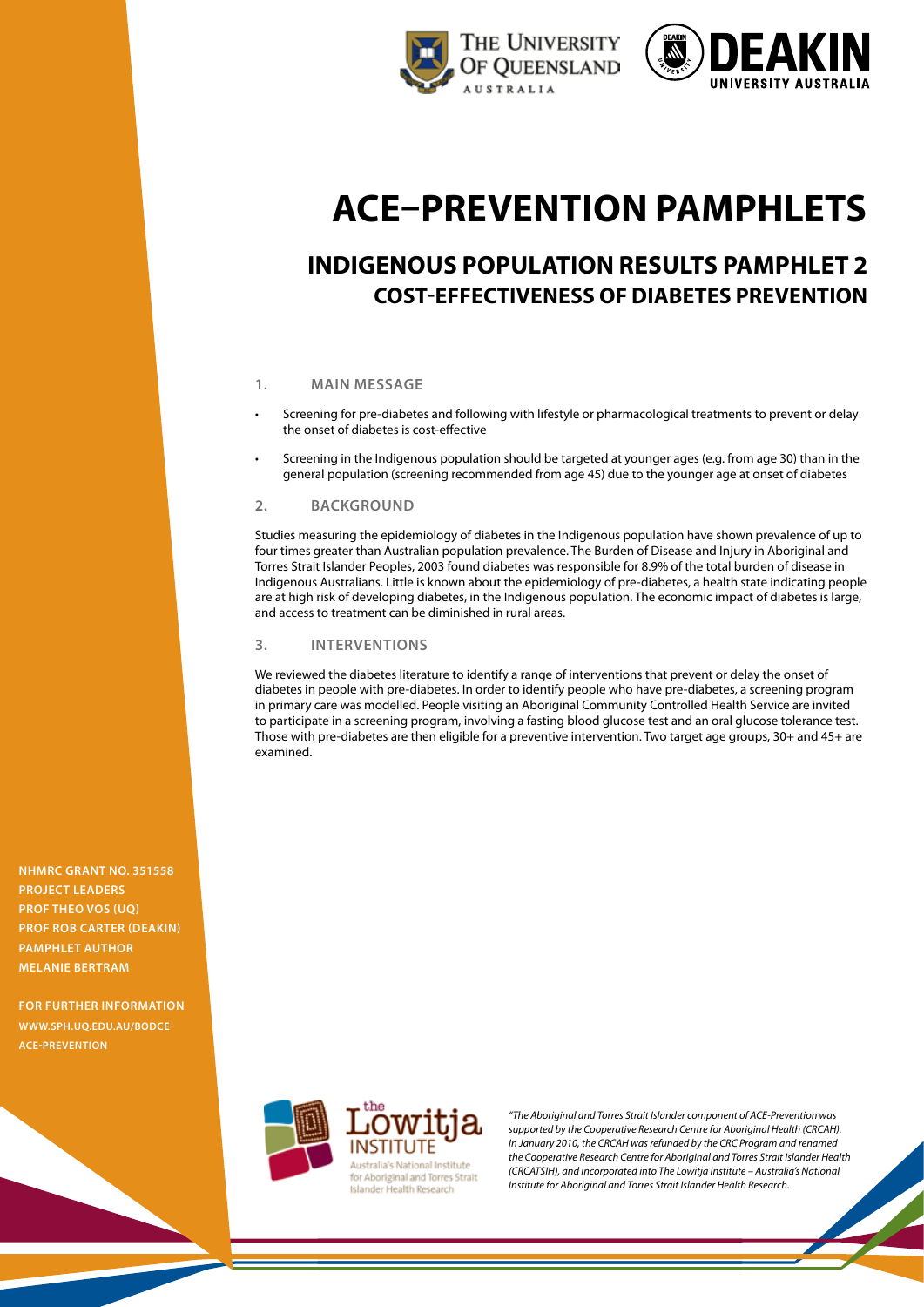# ACE–PREVENTION PAMPHLETS

## INDIGENOUS POPULATION RESULTS PAMPHLET 2
## COST-EFFECTIVENESS OF DIABETES PREVENTION

### 1. MAIN MESSAGE

- Screening for pre-diabetes and following with lifestyle or pharmacological treatments to prevent or delay the onset of diabetes is cost-effective
- Screening in the Indigenous population should be targeted at younger ages (e.g. from age 30) than in the general population (screening recommended from age 45) due to the younger age at onset of diabetes

### 2. BACKGROUND

Studies measuring the epidemiology of diabetes in the Indigenous population have shown prevalence of up to four times greater than Australian population prevalence. The Burden of Disease and Injury in Aboriginal and Torres Strait Islander Peoples, 2003 found diabetes was responsible for 8.9% of the total burden of disease in Indigenous Australians. Little is known about the epidemiology of pre-diabetes, a health state indicating people are at high risk of developing diabetes, in the Indigenous population. The economic impact of diabetes is large, and access to treatment can be diminished in rural areas.

### 3. INTERVENTIONS

We reviewed the diabetes literature to identify a range of interventions that prevent or delay the onset of diabetes in people with pre-diabetes. In order to identify people who have pre-diabetes, a screening program in primary care was modelled. People visiting an Aboriginal Community Controlled Health Service are invited to participate in a screening program, involving a fasting blood glucose test and an oral glucose tolerance test. Those with pre-diabetes are then eligible for a preventive intervention. Two target age groups, 30+ and 45+ are examined.

**NHMRC GRANT NO. 351558**
**PROJECT LEADERS**
**PROF THEO VOS (UQ)**
**PROF ROB CARTER (DEAKIN)**
**PAMPHLET AUTHOR**
**MELANIE BERTRAM**

**FOR FURTHER INFORMATION**
**WWW.SPH.UQ.EDU.AU/BODCE-ACE-PREVENTION**

*"The Aboriginal and Torres Strait Islander component of ACE-Prevention was supported by the Cooperative Research Centre for Aboriginal Health (CRCAH). In January 2010, the CRCAH was refunded by the CRC Program and renamed the Cooperative Research Centre for Aboriginal and Torres Strait Islander Health (CRCATSIH), and incorporated into The Lowitja Institute – Australia's National Institute for Aboriginal and Torres Strait Islander Health Research.*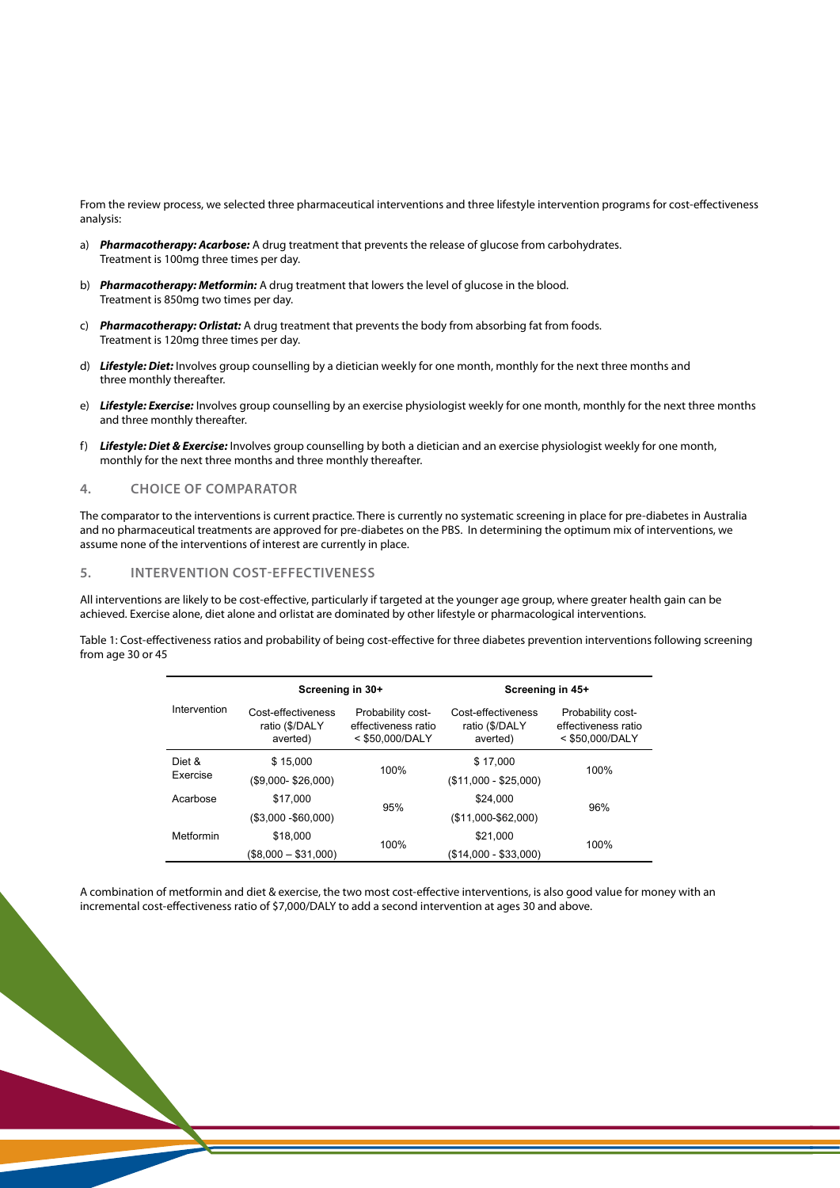From the review process, we selected three pharmaceutical interventions and three lifestyle intervention programs for cost-effectiveness analysis:

a) ***Pharmacotherapy: Acarbose:*** A drug treatment that prevents the release of glucose from carbohydrates. Treatment is 100mg three times per day.

b) ***Pharmacotherapy: Metformin:*** A drug treatment that lowers the level of glucose in the blood. Treatment is 850mg two times per day.

c) ***Pharmacotherapy: Orlistat:*** A drug treatment that prevents the body from absorbing fat from foods. Treatment is 120mg three times per day.

d) ***Lifestyle: Diet:*** Involves group counselling by a dietician weekly for one month, monthly for the next three months and three monthly thereafter.

e) ***Lifestyle: Exercise:*** Involves group counselling by an exercise physiologist weekly for one month, monthly for the next three months and three monthly thereafter.

f) ***Lifestyle: Diet & Exercise:*** Involves group counselling by both a dietician and an exercise physiologist weekly for one month, monthly for the next three months and three monthly thereafter.

## 4. CHOICE OF COMPARATOR

The comparator to the interventions is current practice. There is currently no systematic screening in place for pre-diabetes in Australia and no pharmaceutical treatments are approved for pre-diabetes on the PBS. In determining the optimum mix of interventions, we assume none of the interventions of interest are currently in place.

## 5. INTERVENTION COST-EFFECTIVENESS

All interventions are likely to be cost-effective, particularly if targeted at the younger age group, where greater health gain can be achieved. Exercise alone, diet alone and orlistat are dominated by other lifestyle or pharmacological interventions.

Table 1: Cost-effectiveness ratios and probability of being cost-effective for three diabetes prevention interventions following screening from age 30 or 45

| Intervention | Screening in 30+ | | Screening in 45+ | |
|---|---|---|---|---|
| | Cost-effectiveness ratio ($/DALY averted) | Probability cost-effectiveness ratio < $50,000/DALY | Cost-effectiveness ratio ($/DALY averted) | Probability cost-effectiveness ratio < $50,000/DALY |
| Diet & Exercise | $ 15,000 ($9,000- $26,000) | 100% | $ 17,000 ($11,000 - $25,000) | 100% |
| Acarbose | $17,000 ($3,000 -$60,000) | 95% | $24,000 ($11,000-$62,000) | 96% |
| Metformin | $18,000 ($8,000 – $31,000) | 100% | $21,000 ($14,000 - $33,000) | 100% |

A combination of metformin and diet & exercise, the two most cost-effective interventions, is also good value for money with an incremental cost-effectiveness ratio of $7,000/DALY to add a second intervention at ages 30 and above.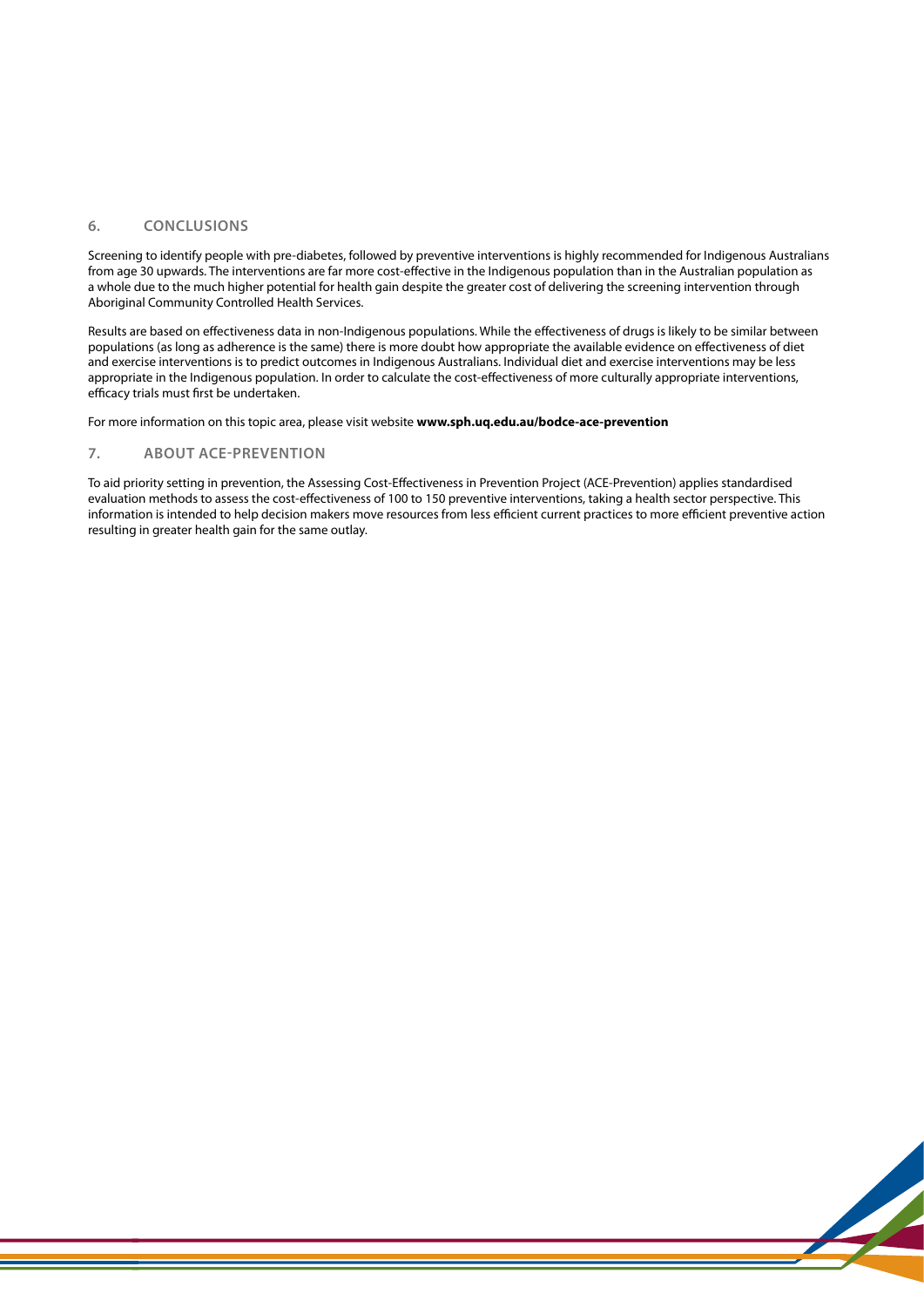## 6. CONCLUSIONS

Screening to identify people with pre-diabetes, followed by preventive interventions is highly recommended for Indigenous Australians from age 30 upwards. The interventions are far more cost-effective in the Indigenous population than in the Australian population as a whole due to the much higher potential for health gain despite the greater cost of delivering the screening intervention through Aboriginal Community Controlled Health Services.

Results are based on effectiveness data in non-Indigenous populations. While the effectiveness of drugs is likely to be similar between populations (as long as adherence is the same) there is more doubt how appropriate the available evidence on effectiveness of diet and exercise interventions is to predict outcomes in Indigenous Australians. Individual diet and exercise interventions may be less appropriate in the Indigenous population. In order to calculate the cost-effectiveness of more culturally appropriate interventions, efficacy trials must first be undertaken.

For more information on this topic area, please visit website **www.sph.uq.edu.au/bodce-ace-prevention**

## 7. ABOUT ACE-PREVENTION

To aid priority setting in prevention, the Assessing Cost-Effectiveness in Prevention Project (ACE-Prevention) applies standardised evaluation methods to assess the cost-effectiveness of 100 to 150 preventive interventions, taking a health sector perspective. This information is intended to help decision makers move resources from less efficient current practices to more efficient preventive action resulting in greater health gain for the same outlay.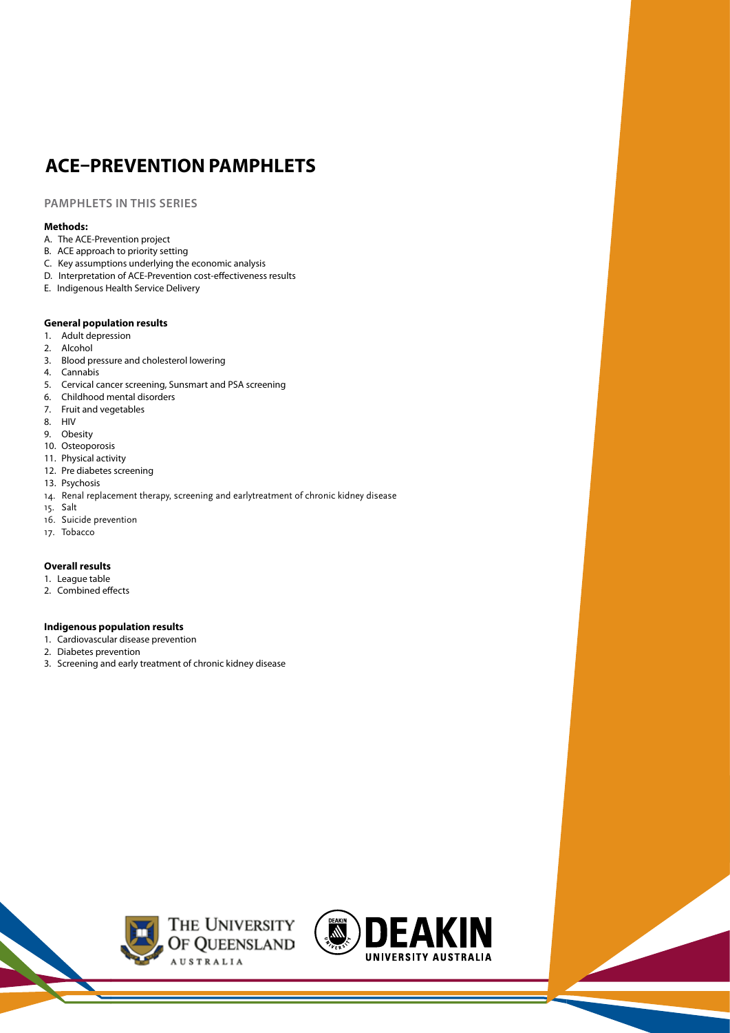# ACE–PREVENTION PAMPHLETS

## PAMPHLETS IN THIS SERIES

**Methods:**

A. The ACE-Prevention project
B. ACE approach to priority setting
C. Key assumptions underlying the economic analysis
D. Interpretation of ACE-Prevention cost-effectiveness results
E. Indigenous Health Service Delivery

**General population results**

1. Adult depression
2. Alcohol
3. Blood pressure and cholesterol lowering
4. Cannabis
5. Cervical cancer screening, Sunsmart and PSA screening
6. Childhood mental disorders
7. Fruit and vegetables
8. HIV
9. Obesity
10. Osteoporosis
11. Physical activity
12. Pre diabetes screening
13. Psychosis
14. Renal replacement therapy, screening and earlytreatment of chronic kidney disease
15. Salt
16. Suicide prevention
17. Tobacco

**Overall results**

1. League table
2. Combined effects

**Indigenous population results**

1. Cardiovascular disease prevention
2. Diabetes prevention
3. Screening and early treatment of chronic kidney disease

The University of Queensland Australia

Deakin University Australia